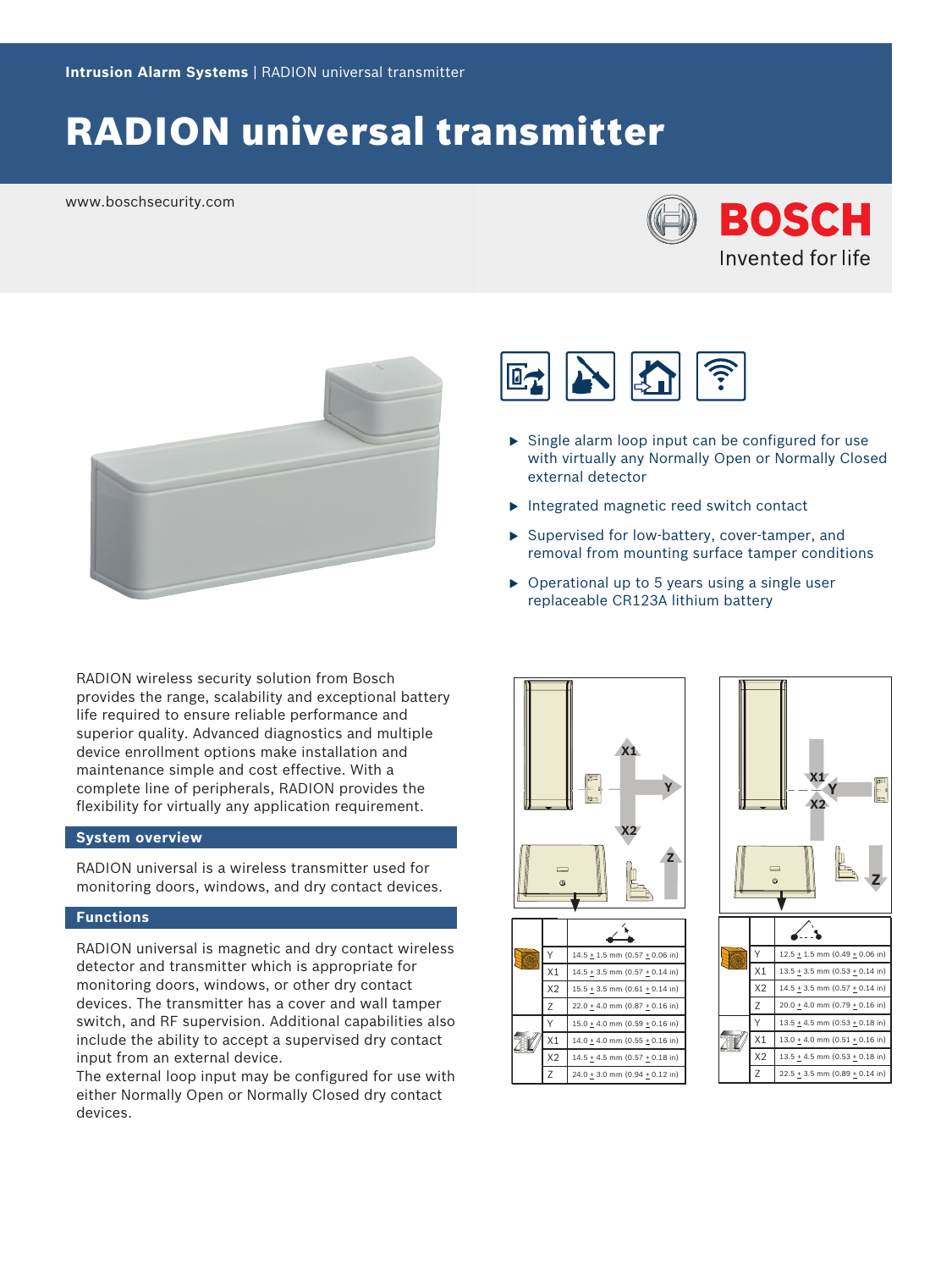Intrusion Alarm Systems | RADION universal transmitter

# RADION universal transmitter

www.boschsecurity.com

- Single alarm loop input can be configured for use with virtually any Normally Open or Normally Closed external detector
- Integrated magnetic reed switch contact
- Supervised for low-battery, cover-tamper, and removal from mounting surface tamper conditions
- Operational up to 5 years using a single user replaceable CR123A lithium battery

RADION wireless security solution from Bosch provides the range, scalability and exceptional battery life required to ensure reliable performance and superior quality. Advanced diagnostics and multiple device enrollment options make installation and maintenance simple and cost effective. With a complete line of peripherals, RADION provides the flexibility for virtually any application requirement.

## System overview

RADION universal is a wireless transmitter used for monitoring doors, windows, and dry contact devices.

## Functions

RADION universal is magnetic and dry contact wireless detector and transmitter which is appropriate for monitoring doors, windows, or other dry contact devices. The transmitter has a cover and wall tamper switch, and RF supervision. Additional capabilities also include the ability to accept a supervised dry contact input from an external device.

The external loop input may be configured for use with either Normally Open or Normally Closed dry contact devices.

| | | |
|---|---|---|
| | Y | 14.5 ± 1.5 mm (0.57 ± 0.06 in) |
| | X1 | 14.5 ± 3.5 mm (0.57 ± 0.14 in) |
| | X2 | 15.5 ± 3.5 mm (0.61 ± 0.14 in) |
| | Z | 22.0 ± 4.0 mm (0.87 ± 0.16 in) |
| | Y | 15.0 ± 4.0 mm (0.59 ± 0.16 in) |
| | X1 | 14.0 ± 4.0 mm (0.55 ± 0.16 in) |
| | X2 | 14.5 ± 4.5 mm (0.57 ± 0.18 in) |
| | Z | 24.0 ± 3.0 mm (0.94 ± 0.12 in) |

| | | |
|---|---|---|
| | Y | 12.5 ± 1.5 mm (0.49 ± 0.06 in) |
| | X1 | 13.5 ± 3.5 mm (0.53 ± 0.14 in) |
| | X2 | 14.5 ± 3.5 mm (0.57 ± 0.14 in) |
| | Z | 20.0 ± 4.0 mm (0.79 ± 0.16 in) |
| | Y | 13.5 ± 4.5 mm (0.53 ± 0.18 in) |
| | X1 | 13.0 ± 4.0 mm (0.51 ± 0.16 in) |
| | X2 | 13.5 ± 4.5 mm (0.53 ± 0.18 in) |
| | Z | 22.5 ± 3.5 mm (0.89 ± 0.14 in) |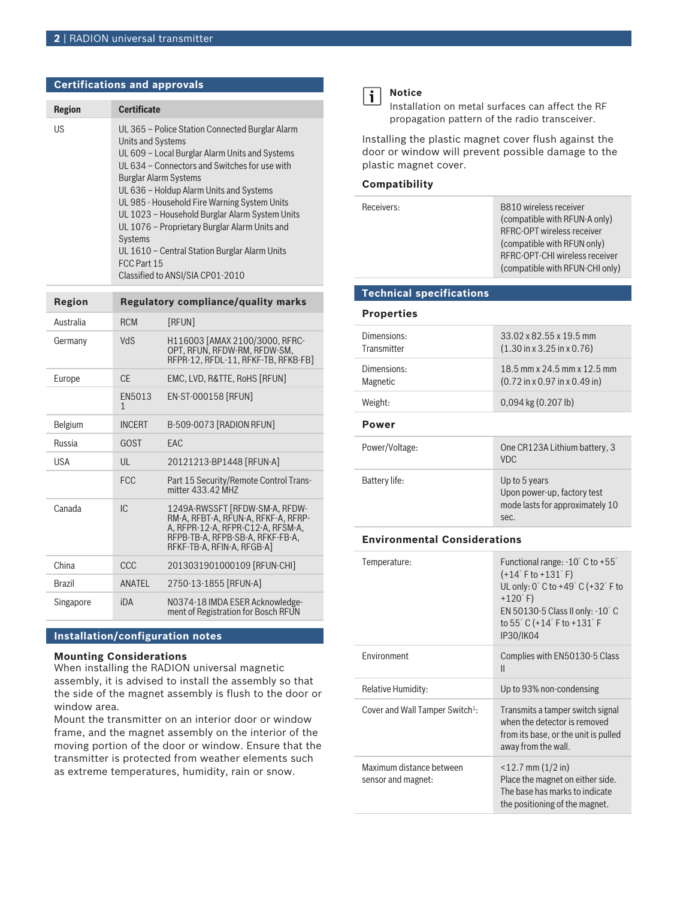## Certifications and approvals

| Region | Certificate |
|---|---|
| US | UL 365 – Police Station Connected Burglar Alarm Units and Systems<br>UL 609 – Local Burglar Alarm Units and Systems<br>UL 634 – Connectors and Switches for use with Burglar Alarm Systems<br>UL 636 – Holdup Alarm Units and Systems<br>UL 985 - Household Fire Warning System Units<br>UL 1023 – Household Burglar Alarm System Units<br>UL 1076 – Proprietary Burglar Alarm Units and Systems<br>UL 1610 – Central Station Burglar Alarm Units<br>FCC Part 15<br>Classified to ANSI/SIA CP01-2010 |

| Region | Regulatory compliance/quality marks | |
|---|---|---|
| Australia | RCM | [RFUN] |
| Germany | VdS | H116003 [AMAX 2100/3000, RFRC-OPT, RFUN, RFDW-RM, RFDW-SM, RFPR-12, RFDL-11, RFKF-TB, RFKB-FB] |
| Europe | CE | EMC, LVD, R&TTE, RoHS [RFUN] |
| | EN50131 | EN-ST-000158 [RFUN] |
| Belgium | INCERT | B-509-0073 [RADION RFUN] |
| Russia | GOST | EAC |
| USA | UL | 20121213-BP1448 [RFUN-A] |
| | FCC | Part 15 Security/Remote Control Transmitter 433.42 MHZ |
| Canada | IC | 1249A-RWSSFT [RFDW-SM-A, RFDW-RM-A, RFBT-A, RFUN-A, RFKF-A, RFRP-A, RFPR-12-A, RFPR-C12-A, RFSM-A, RFPB-TB-A, RFPB-SB-A, RFKF-FB-A, RFKF-TB-A, RFIN-A, RFGB-A] |
| China | CCC | 2013031901000109 [RFUN-CHI] |
| Brazil | ANATEL | 2750-13-1855 [RFUN-A] |
| Singapore | iDA | N0374-18 IMDA ESER Acknowledgement of Registration for Bosch RFUN |

## Installation/configuration notes

### Mounting Considerations

When installing the RADION universal magnetic assembly, it is advised to install the assembly so that the side of the magnet assembly is flush to the door or window area.

Mount the transmitter on an interior door or window frame, and the magnet assembly on the interior of the moving portion of the door or window. Ensure that the transmitter is protected from weather elements such as extreme temperatures, humidity, rain or snow.

> **Notice**
> Installation on metal surfaces can affect the RF propagation pattern of the radio transceiver.

Installing the plastic magnet cover flush against the door or window will prevent possible damage to the plastic magnet cover.

### Compatibility

| | |
|---|---|
| Receivers: | B810 wireless receiver (compatible with RFUN-A only)<br>RFRC-OPT wireless receiver (compatible with RFUN only)<br>RFRC-OPT-CHI wireless receiver (compatible with RFUN-CHI only) |

## Technical specifications

### Properties

| | |
|---|---|
| Dimensions: Transmitter | 33.02 x 82.55 x 19.5 mm (1.30 in x 3.25 in x 0.76) |
| Dimensions: Magnetic | 18.5 mm x 24.5 mm x 12.5 mm (0.72 in x 0.97 in x 0.49 in) |
| Weight: | 0,094 kg (0.207 lb) |

### Power

| | |
|---|---|
| Power/Voltage: | One CR123A Lithium battery, 3 VDC |
| Battery life: | Up to 5 years<br>Upon power-up, factory test mode lasts for approximately 10 sec. |

### Environmental Considerations

| | |
|---|---|
| Temperature: | Functional range: -10° C to +55° (+14° F to +131° F)<br>UL only: 0° C to +49° C (+32° F to +120° F)<br>EN 50130-5 Class II only: -10° C to 55° C (+14° F to +131° F<br>IP30/IK04 |
| Environment | Complies with EN50130-5 Class II |
| Relative Humidity: | Up to 93% non-condensing |
| Cover and Wall Tamper Switch[1]: | Transmits a tamper switch signal when the detector is removed from its base, or the unit is pulled away from the wall. |
| Maximum distance between sensor and magnet: | <12.7 mm (1/2 in)<br>Place the magnet on either side. The base has marks to indicate the positioning of the magnet. |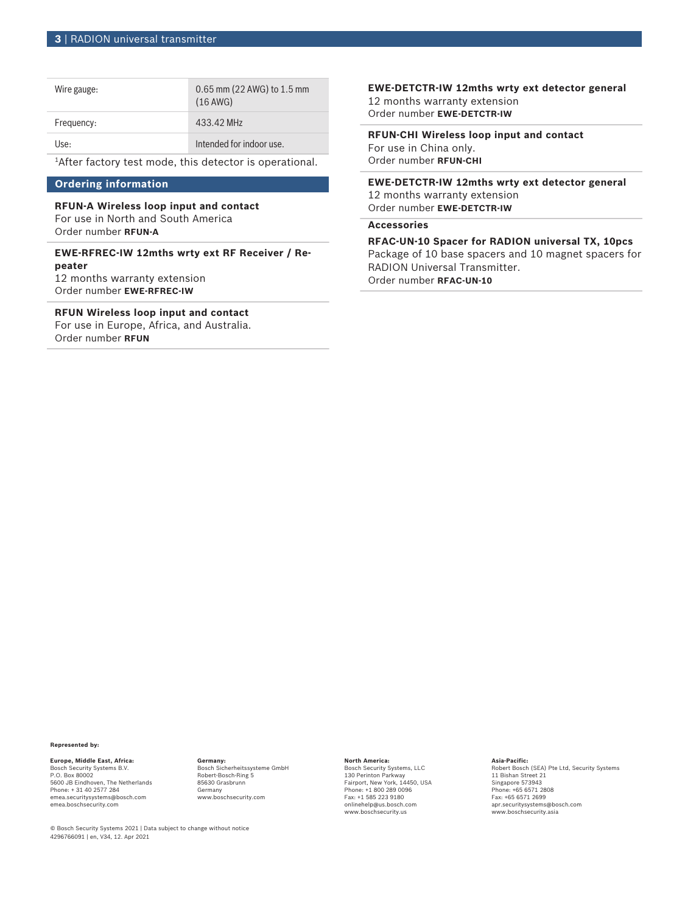| | |
|---|---|
| Wire gauge: | 0.65 mm (22 AWG) to 1.5 mm (16 AWG) |
| Frequency: | 433.42 MHz |
| Use: | Intended for indoor use. |

[1]After factory test mode, this detector is operational.

## Ordering information

**RFUN-A Wireless loop input and contact**
For use in North and South America
Order number **RFUN-A**

**EWE-RFREC-IW 12mths wrty ext RF Receiver / Repeater**
12 months warranty extension
Order number **EWE-RFREC-IW**

**RFUN Wireless loop input and contact**
For use in Europe, Africa, and Australia.
Order number **RFUN**

**EWE-DETCTR-IW 12mths wrty ext detector general**
12 months warranty extension
Order number **EWE-DETCTR-IW**

**RFUN-CHI Wireless loop input and contact**
For use in China only.
Order number **RFUN-CHI**

**EWE-DETCTR-IW 12mths wrty ext detector general**
12 months warranty extension
Order number **EWE-DETCTR-IW**

### Accessories

**RFAC-UN-10 Spacer for RADION universal TX, 10pcs**
Package of 10 base spacers and 10 magnet spacers for RADION Universal Transmitter.
Order number **RFAC-UN-10**

**Represented by:**

**Europe, Middle East, Africa:**
Bosch Security Systems B.V.
P.O. Box 80002
5600 JB Eindhoven, The Netherlands
Phone: + 31 40 2577 284
emea.securitysystems@bosch.com
emea.boschsecurity.com

**Germany:**
Bosch Sicherheitssysteme GmbH
Robert-Bosch-Ring 5
85630 Grasbrunn
Germany
www.boschsecurity.com

**North America:**
Bosch Security Systems, LLC
130 Perinton Parkway
Fairport, New York, 14450, USA
Phone: +1 800 289 0096
Fax: +1 585 223 9180
onlinehelp@us.bosch.com
www.boschsecurity.us

**Asia-Pacific:**
Robert Bosch (SEA) Pte Ltd, Security Systems
11 Bishan Street 21
Singapore 573943
Phone: +65 6571 2808
Fax: +65 6571 2699
apr.securitysystems@bosch.com
www.boschsecurity.asia

© Bosch Security Systems 2021 | Data subject to change without notice
4296766091 | en, V34, 12. Apr 2021